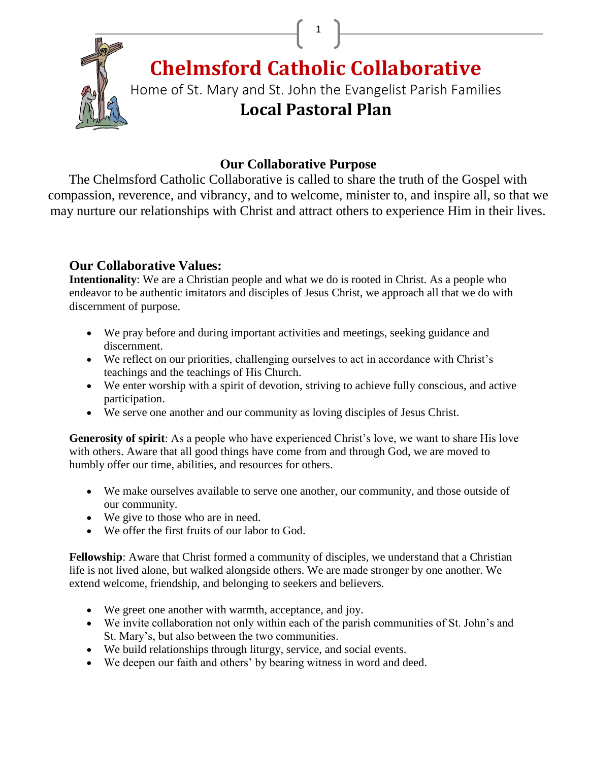# Chelmsford Catholic Collaborative

Home of St. Mary and St. John the Evangelist Parish Families

## Local Pastoral Plan

### Our Collaborative Purpose

The Chelmsford Catholic Collaborative is called to share the truth of the Gospel with compassion, reverence, and vibrancy, and to welcome, minister to, and inspire all, so that we may nurture our relationships with Christ and attract others to experience Him in their lives.

### Our Collaborative Values:

**Intentionality**: We are a Christian people and what we do is rooted in Christ. As a people who endeavor to be authentic imitators and disciples of Jesus Christ, we approach all that we do with discernment of purpose.

- We pray before and during important activities and meetings, seeking guidance and discernment.
- We reflect on our priorities, challenging ourselves to act in accordance with Christ's teachings and the teachings of His Church.
- We enter worship with a spirit of devotion, striving to achieve fully conscious, and active participation.
- We serve one another and our community as loving disciples of Jesus Christ.

**Generosity of spirit**: As a people who have experienced Christ's love, we want to share His love with others. Aware that all good things have come from and through God, we are moved to humbly offer our time, abilities, and resources for others.

- We make ourselves available to serve one another, our community, and those outside of our community.
- We give to those who are in need.
- We offer the first fruits of our labor to God.

**Fellowship**: Aware that Christ formed a community of disciples, we understand that a Christian life is not lived alone, but walked alongside others. We are made stronger by one another. We extend welcome, friendship, and belonging to seekers and believers.

- We greet one another with warmth, acceptance, and joy.
- We invite collaboration not only within each of the parish communities of St. John's and St. Mary's, but also between the two communities.
- We build relationships through liturgy, service, and social events.
- We deepen our faith and others' by bearing witness in word and deed.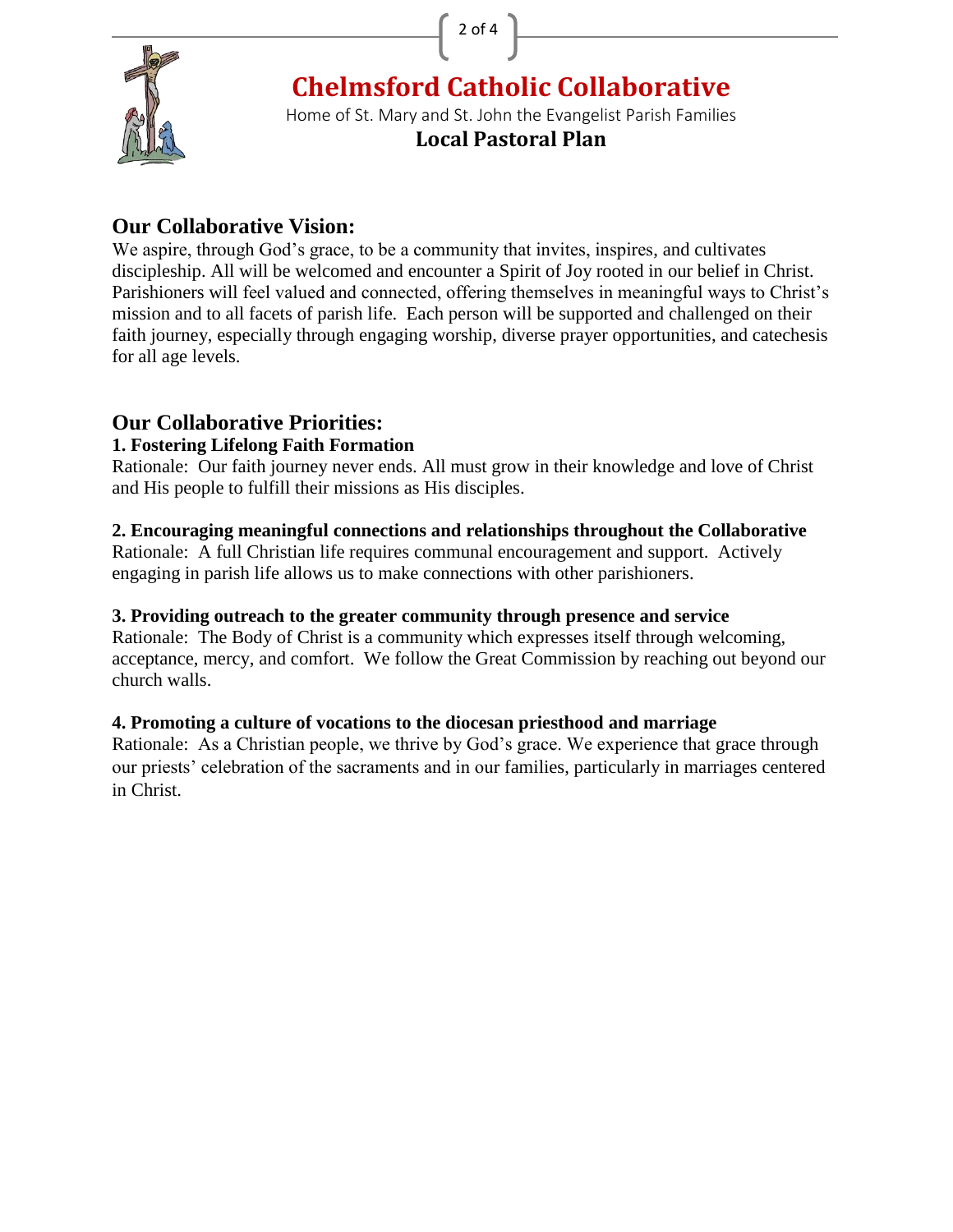# Chelmsford Catholic Collaborative

Home of St. Mary and St. John the Evangelist Parish Families

**Local Pastoral Plan**

## Our Collaborative Vision:

We aspire, through God's grace, to be a community that invites, inspires, and cultivates discipleship. All will be welcomed and encounter a Spirit of Joy rooted in our belief in Christ. Parishioners will feel valued and connected, offering themselves in meaningful ways to Christ's mission and to all facets of parish life. Each person will be supported and challenged on their faith journey, especially through engaging worship, diverse prayer opportunities, and catechesis for all age levels.

## Our Collaborative Priorities:

**1. Fostering Lifelong Faith Formation**

Rationale: Our faith journey never ends. All must grow in their knowledge and love of Christ and His people to fulfill their missions as His disciples.

**2. Encouraging meaningful connections and relationships throughout the Collaborative**

Rationale: A full Christian life requires communal encouragement and support. Actively engaging in parish life allows us to make connections with other parishioners.

**3. Providing outreach to the greater community through presence and service**

Rationale: The Body of Christ is a community which expresses itself through welcoming, acceptance, mercy, and comfort. We follow the Great Commission by reaching out beyond our church walls.

**4. Promoting a culture of vocations to the diocesan priesthood and marriage**

Rationale: As a Christian people, we thrive by God's grace. We experience that grace through our priests' celebration of the sacraments and in our families, particularly in marriages centered in Christ.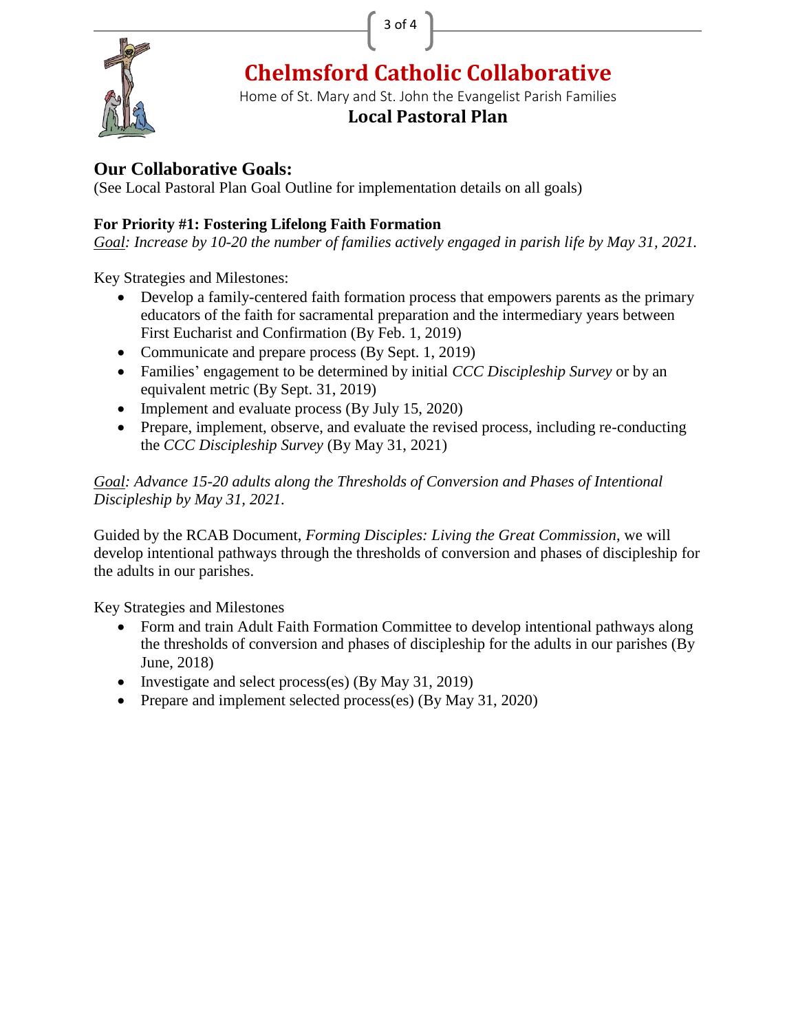# Chelmsford Catholic Collaborative

Home of St. Mary and St. John the Evangelist Parish Families

## Local Pastoral Plan

## Our Collaborative Goals:

(See Local Pastoral Plan Goal Outline for implementation details on all goals)

### For Priority #1: Fostering Lifelong Faith Formation

*__Goal__: Increase by 10-20 the number of families actively engaged in parish life by May 31, 2021.*

Key Strategies and Milestones:

- Develop a family-centered faith formation process that empowers parents as the primary educators of the faith for sacramental preparation and the intermediary years between First Eucharist and Confirmation (By Feb. 1, 2019)
- Communicate and prepare process (By Sept. 1, 2019)
- Families' engagement to be determined by initial *CCC Discipleship Survey* or by an equivalent metric (By Sept. 31, 2019)
- Implement and evaluate process (By July 15, 2020)
- Prepare, implement, observe, and evaluate the revised process, including re-conducting the *CCC Discipleship Survey* (By May 31, 2021)

*__Goal__: Advance 15-20 adults along the Thresholds of Conversion and Phases of Intentional Discipleship by May 31, 2021.*

Guided by the RCAB Document, *Forming Disciples: Living the Great Commission*, we will develop intentional pathways through the thresholds of conversion and phases of discipleship for the adults in our parishes.

Key Strategies and Milestones

- Form and train Adult Faith Formation Committee to develop intentional pathways along the thresholds of conversion and phases of discipleship for the adults in our parishes (By June, 2018)
- Investigate and select process(es) (By May 31, 2019)
- Prepare and implement selected process(es) (By May 31, 2020)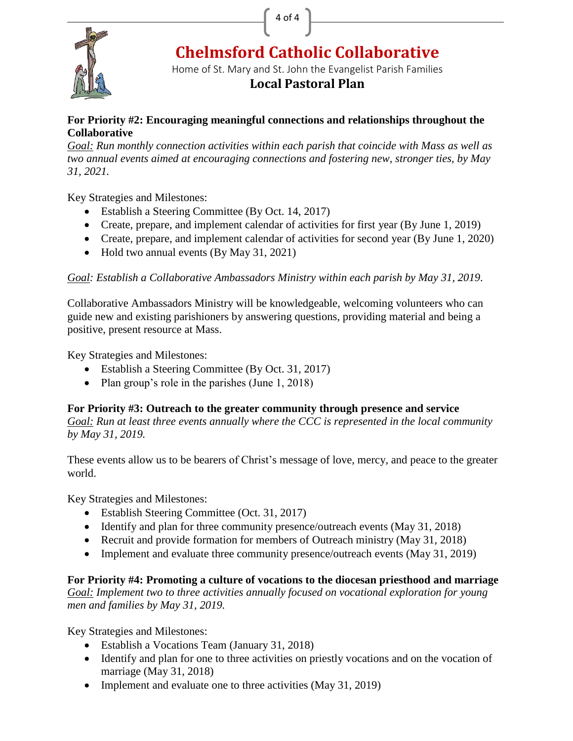# Chelmsford Catholic Collaborative

Home of St. Mary and St. John the Evangelist Parish Families

## Local Pastoral Plan

**For Priority #2: Encouraging meaningful connections and relationships throughout the Collaborative**

*Goal: Run monthly connection activities within each parish that coincide with Mass as well as two annual events aimed at encouraging connections and fostering new, stronger ties, by May 31, 2021.*

Key Strategies and Milestones:

- Establish a Steering Committee (By Oct. 14, 2017)
- Create, prepare, and implement calendar of activities for first year (By June 1, 2019)
- Create, prepare, and implement calendar of activities for second year (By June 1, 2020)
- Hold two annual events (By May 31, 2021)

*Goal: Establish a Collaborative Ambassadors Ministry within each parish by May 31, 2019.*

Collaborative Ambassadors Ministry will be knowledgeable, welcoming volunteers who can guide new and existing parishioners by answering questions, providing material and being a positive, present resource at Mass.

Key Strategies and Milestones:

- Establish a Steering Committee (By Oct. 31, 2017)
- Plan group's role in the parishes (June 1, 2018)

**For Priority #3: Outreach to the greater community through presence and service**

*Goal: Run at least three events annually where the CCC is represented in the local community by May 31, 2019.*

These events allow us to be bearers of Christ's message of love, mercy, and peace to the greater world.

Key Strategies and Milestones:

- Establish Steering Committee (Oct. 31, 2017)
- Identify and plan for three community presence/outreach events (May 31, 2018)
- Recruit and provide formation for members of Outreach ministry (May 31, 2018)
- Implement and evaluate three community presence/outreach events (May 31, 2019)

**For Priority #4: Promoting a culture of vocations to the diocesan priesthood and marriage**

*Goal: Implement two to three activities annually focused on vocational exploration for young men and families by May 31, 2019.*

Key Strategies and Milestones:

- Establish a Vocations Team (January 31, 2018)
- Identify and plan for one to three activities on priestly vocations and on the vocation of marriage (May 31, 2018)
- Implement and evaluate one to three activities (May 31, 2019)